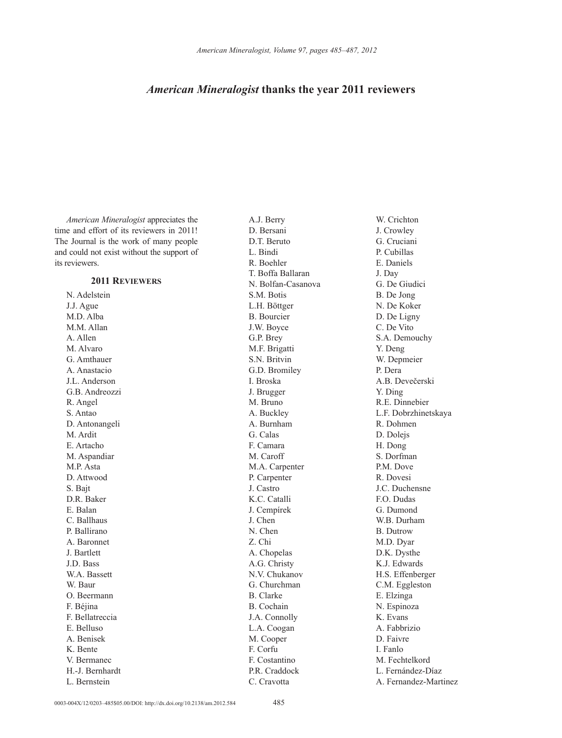# *American Mineralogist* thanks the year 2011 reviewers

*American Mineralogist* appreciates the time and effort of its reviewers in 2011! The Journal is the work of many people and could not exist without the support of its reviewers.

## 2011 Reviewers

N. Adelstein
J.J. Ague
M.D. Alba
M.M. Allan
A. Allen
M. Alvaro
G. Amthauer
A. Anastacio
J.L. Anderson
G.B. Andreozzi
R. Angel
S. Antao
D. Antonangeli
M. Ardit
E. Artacho
M. Aspandiar
M.P. Asta
D. Attwood
S. Bajt
D.R. Baker
E. Balan
C. Ballhaus
P. Ballirano
A. Baronnet
J. Bartlett
J.D. Bass
W.A. Bassett
W. Baur
O. Beermann
F. Béjina
F. Bellatreccia
E. Belluso
A. Benisek
K. Bente
V. Bermanec
H.-J. Bernhardt
L. Bernstein
A.J. Berry
D. Bersani
D.T. Beruto
L. Bindi
R. Boehler
T. Boffa Ballaran
N. Bolfan-Casanova
S.M. Botis
L.H. Böttger
B. Bourcier
J.W. Boyce
G.P. Brey
M.F. Brigatti
S.N. Britvin
G.D. Bromiley
I. Broska
J. Brugger
M. Bruno
A. Buckley
A. Burnham
G. Calas
F. Camara
M. Caroff
M.A. Carpenter
P. Carpenter
J. Castro
K.C. Catalli
J. Cempírek
J. Chen
N. Chen
Z. Chi
A. Chopelas
A.G. Christy
N.V. Chukanov
G. Churchman
B. Clarke
B. Cochain
J.A. Connolly
L.A. Coogan
M. Cooper
F. Corfu
F. Costantino
P.R. Craddock
C. Cravotta
W. Crichton
J. Crowley
G. Cruciani
P. Cubillas
E. Daniels
J. Day
G. De Giudici
B. De Jong
N. De Koker
D. De Ligny
C. De Vito
S.A. Demouchy
Y. Deng
W. Depmeier
P. Dera
A.B. Devečerski
Y. Ding
R.E. Dinnebier
L.F. Dobrzhinetskaya
R. Dohmen
D. Dolejs
H. Dong
S. Dorfman
P.M. Dove
R. Dovesi
J.C. Duchensne
F.O. Dudas
G. Dumond
W.B. Durham
B. Dutrow
M.D. Dyar
D.K. Dysthe
K.J. Edwards
H.S. Effenberger
C.M. Eggleston
E. Elzinga
N. Espinoza
K. Evans
A. Fabbrizio
D. Faivre
I. Fanlo
M. Fechtelkord
L. Fernández-Díaz
A. Fernandez-Martinez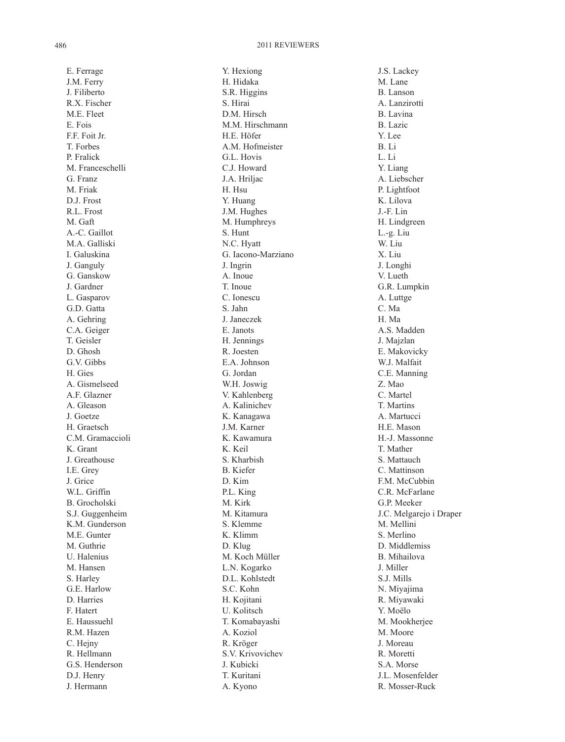E. Ferrage
J.M. Ferry
J. Filiberto
R.X. Fischer
M.E. Fleet
E. Fois
F.F. Foit Jr.
T. Forbes
P. Fralick
M. Franceschelli
G. Franz
M. Friak
D.J. Frost
R.L. Frost
M. Gaft
A.-C. Gaillot
M.A. Galliski
I. Galuskina
J. Ganguly
G. Ganskow
J. Gardner
L. Gasparov
G.D. Gatta
A. Gehring
C.A. Geiger
T. Geisler
D. Ghosh
G.V. Gibbs
H. Gies
A. Gismelseed
A.F. Glazner
A. Gleason
J. Goetze
H. Graetsch
C.M. Gramaccioli
K. Grant
J. Greathouse
I.E. Grey
J. Grice
W.L. Griffin
B. Grocholski
S.J. Guggenheim
K.M. Gunderson
M.E. Gunter
M. Guthrie
U. Halenius
M. Hansen
S. Harley
G.E. Harlow
D. Harries
F. Hatert
E. Haussuehl
R.M. Hazen
C. Hejny
R. Hellmann
G.S. Henderson
D.J. Henry
J. Hermann
Y. Hexiong
H. Hidaka
S.R. Higgins
S. Hirai
D.M. Hirsch
M.M. Hirschmann
H.E. Höfer
A.M. Hofmeister
G.L. Hovis
C.J. Howard
J.A. Hriljac
H. Hsu
Y. Huang
J.M. Hughes
M. Humphreys
S. Hunt
N.C. Hyatt
G. Iacono-Marziano
J. Ingrin
A. Inoue
T. Inoue
C. Ionescu
S. Jahn
J. Janeczek
E. Janots
H. Jennings
R. Joesten
E.A. Johnson
G. Jordan
W.H. Joswig
V. Kahlenberg
A. Kalinichev
K. Kanagawa
J.M. Karner
K. Kawamura
K. Keil
S. Kharbish
B. Kiefer
D. Kim
P.L. King
M. Kirk
M. Kitamura
S. Klemme
K. Klimm
D. Klug
M. Koch Müller
L.N. Kogarko
D.L. Kohlstedt
S.C. Kohn
H. Kojitani
U. Kolitsch
T. Komabayashi
A. Koziol
R. Kröger
S.V. Krivovichev
J. Kubicki
T. Kuritani
A. Kyono
J.S. Lackey
M. Lane
B. Lanson
A. Lanzirotti
B. Lavina
B. Lazic
Y. Lee
B. Li
L. Li
Y. Liang
A. Liebscher
P. Lightfoot
K. Lilova
J.-F. Lin
H. Lindgreen
L.-g. Liu
W. Liu
X. Liu
J. Longhi
V. Lueth
G.R. Lumpkin
A. Luttge
C. Ma
H. Ma
A.S. Madden
J. Majzlan
E. Makovicky
W.J. Malfait
C.E. Manning
Z. Mao
C. Martel
T. Martins
A. Martucci
H.E. Mason
H.-J. Massonne
T. Mather
S. Mattauch
C. Mattinson
F.M. McCubbin
C.R. McFarlane
G.P. Meeker
J.C. Melgarejo i Draper
M. Mellini
S. Merlino
D. Middlemiss
B. Mihailova
J. Miller
S.J. Mills
N. Miyajima
R. Miyawaki
Y. Moëlo
M. Mookherjee
M. Moore
J. Moreau
R. Moretti
S.A. Morse
J.L. Mosenfelder
R. Mosser-Ruck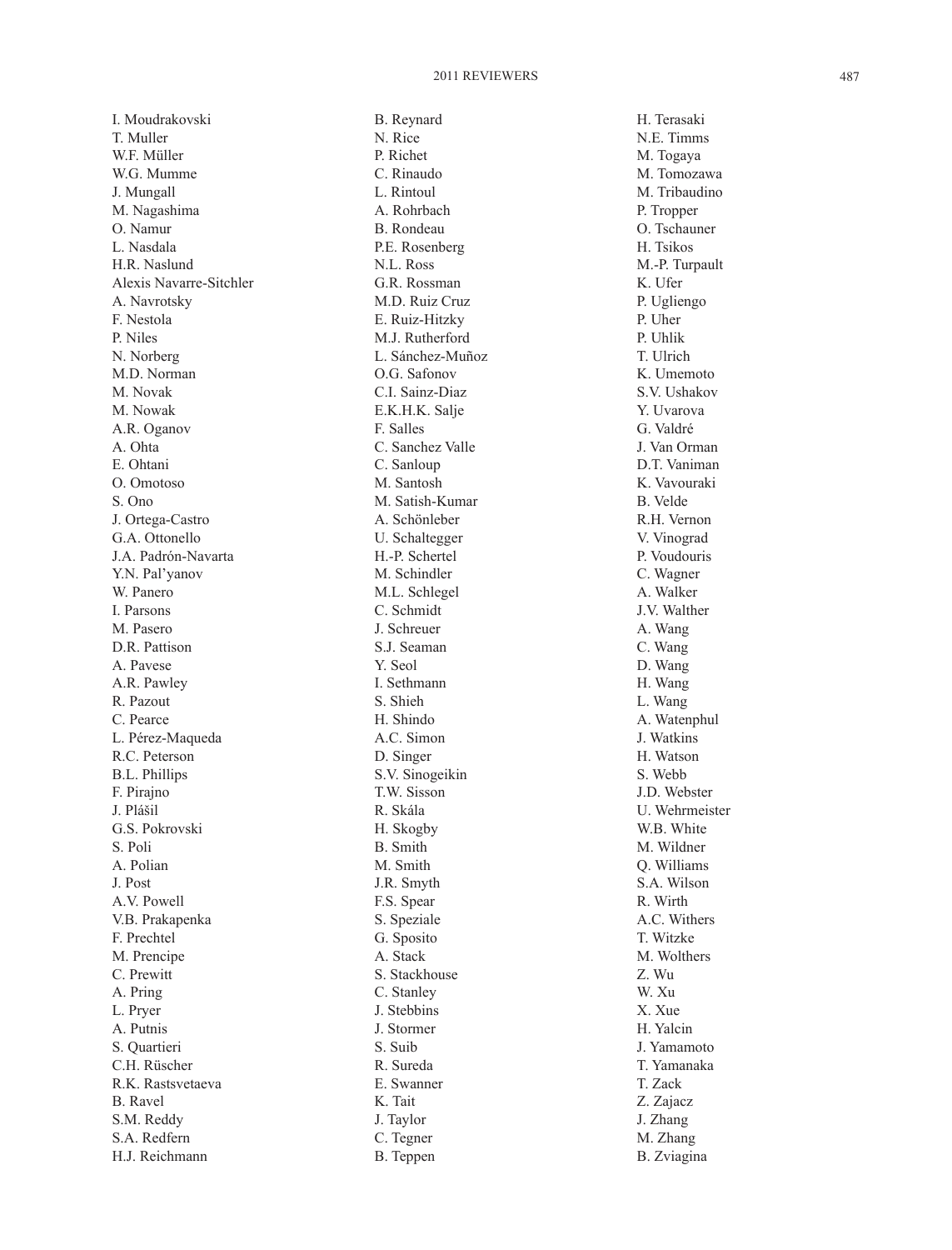I. Moudrakovski
T. Muller
W.F. Müller
W.G. Mumme
J. Mungall
M. Nagashima
O. Namur
L. Nasdala
H.R. Naslund
Alexis Navarre-Sitchler
A. Navrotsky
F. Nestola
P. Niles
N. Norberg
M.D. Norman
M. Novak
M. Nowak
A.R. Oganov
A. Ohta
E. Ohtani
O. Omotoso
S. Ono
J. Ortega-Castro
G.A. Ottonello
J.A. Padrón-Navarta
Y.N. Pal'yanov
W. Panero
I. Parsons
M. Pasero
D.R. Pattison
A. Pavese
A.R. Pawley
R. Pazout
C. Pearce
L. Pérez-Maqueda
R.C. Peterson
B.L. Phillips
F. Pirajno
J. Plášil
G.S. Pokrovski
S. Poli
A. Polian
J. Post
A.V. Powell
V.B. Prakapenka
F. Prechtel
M. Prencipe
C. Prewitt
A. Pring
L. Pryer
A. Putnis
S. Quartieri
C.H. Rüscher
R.K. Rastsvetaeva
B. Ravel
S.M. Reddy
S.A. Redfern
H.J. Reichmann
B. Reynard
N. Rice
P. Richet
C. Rinaudo
L. Rintoul
A. Rohrbach
B. Rondeau
P.E. Rosenberg
N.L. Ross
G.R. Rossman
M.D. Ruiz Cruz
E. Ruiz-Hitzky
M.J. Rutherford
L. Sánchez-Muñoz
O.G. Safonov
C.I. Sainz-Diaz
E.K.H.K. Salje
F. Salles
C. Sanchez Valle
C. Sanloup
M. Santosh
M. Satish-Kumar
A. Schönleber
U. Schaltegger
H.-P. Schertel
M. Schindler
M.L. Schlegel
C. Schmidt
J. Schreuer
S.J. Seaman
Y. Seol
I. Sethmann
S. Shieh
H. Shindo
A.C. Simon
D. Singer
S.V. Sinogeikin
T.W. Sisson
R. Skála
H. Skogby
B. Smith
M. Smith
J.R. Smyth
F.S. Spear
S. Speziale
G. Sposito
A. Stack
S. Stackhouse
C. Stanley
J. Stebbins
J. Stormer
S. Suib
R. Sureda
E. Swanner
K. Tait
J. Taylor
C. Tegner
B. Teppen
H. Terasaki
N.E. Timms
M. Togaya
M. Tomozawa
M. Tribaudino
P. Tropper
O. Tschauner
H. Tsikos
M.-P. Turpault
K. Ufer
P. Ugliengo
P. Uher
P. Uhlik
T. Ulrich
K. Umemoto
S.V. Ushakov
Y. Uvarova
G. Valdré
J. Van Orman
D.T. Vaniman
K. Vavouraki
B. Velde
R.H. Vernon
V. Vinograd
P. Voudouris
C. Wagner
A. Walker
J.V. Walther
A. Wang
C. Wang
D. Wang
H. Wang
L. Wang
A. Watenphul
J. Watkins
H. Watson
S. Webb
J.D. Webster
U. Wehrmeister
W.B. White
M. Wildner
Q. Williams
S.A. Wilson
R. Wirth
A.C. Withers
T. Witzke
M. Wolthers
Z. Wu
W. Xu
X. Xue
H. Yalcin
J. Yamamoto
T. Yamanaka
T. Zack
Z. Zajacz
J. Zhang
M. Zhang
B. Zviagina